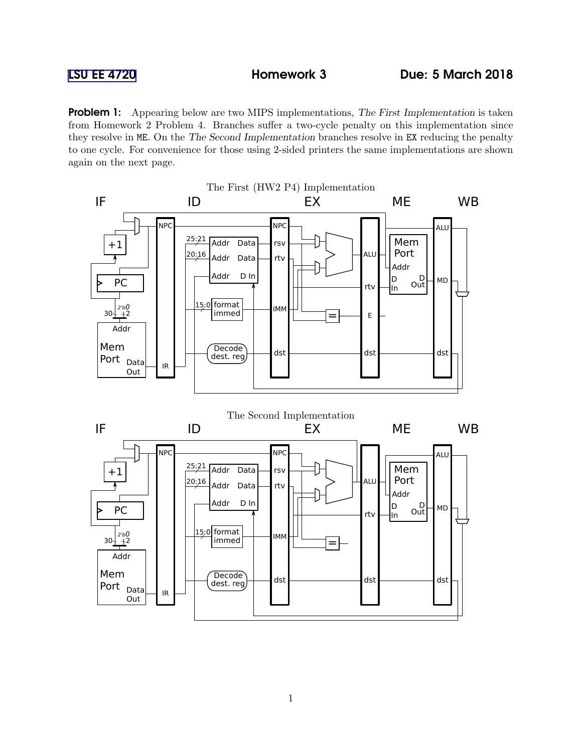LSU EE 4720 Homework 3 Due: 5 March 2018

**Problem 1:** Appearing below are two MIPS implementations, *The First Implementation* is taken from Homework 2 Problem 4. Branches suffer a two-cycle penalty on this implementation since they resolve in ME. On the *The Second Implementation* branches resolve in EX reducing the penalty to one cycle. For convenience for those using 2-sided printers the same implementations are shown again on the next page.

The First (HW2 P4) Implementation

IF ID EX ME WB

NPC NPC
25:21 Addr Data rsv
20:16 Addr Data rtv ALU Mem Port ALU
+1 Addr
PC Addr D In rtv D In D Out MD
30 2'b0 +2 15:0 format immed IMM = E
Addr
Mem Port Data Out IR Decode dest. reg dst dst dst

The Second Implementation

IF ID EX ME WB

NPC NPC
25:21 Addr Data rsv
20:16 Addr Data rtv ALU Mem Port ALU
+1 Addr
PC Addr D In rtv D In D Out MD
30 2'b0 +2 15:0 format immed IMM =
Addr
Mem Port Data Out IR Decode dest. reg dst dst dst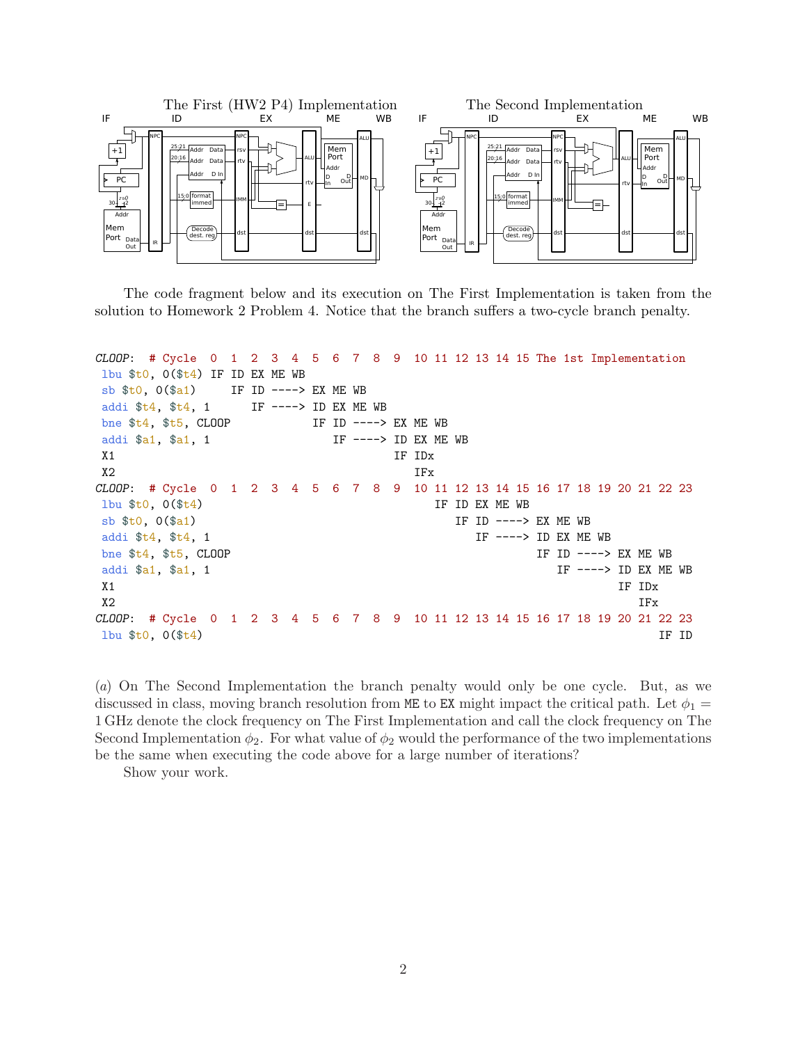The First (HW2 P4) Implementation

The Second Implementation

The code fragment below and its execution on The First Implementation is taken from the solution to Homework 2 Problem 4. Notice that the branch suffers a two-cycle branch penalty.

```
CLOOP:  # Cycle  0  1  2  3  4  5  6  7  8  9  10 11 12 13 14 15 The 1st Implementation
 lbu $t0, 0($t4) IF ID EX ME WB
 sb $t0, 0($a1)     IF ID ----> EX ME WB
 addi $t4, $t4, 1      IF ----> ID EX ME WB
 bne $t4, $t5, CLOOP            IF ID ----> EX ME WB
 addi $a1, $a1, 1                  IF ----> ID EX ME WB
 X1                                         IF IDx
 X2                                            IFx
CLOOP:  # Cycle  0  1  2  3  4  5  6  7  8  9  10 11 12 13 14 15 16 17 18 19 20 21 22 23
 lbu $t0, 0($t4)                                  IF ID EX ME WB
 sb $t0, 0($a1)                                      IF ID ----> EX ME WB
 addi $t4, $t4, 1                                       IF ----> ID EX ME WB
 bne $t4, $t5, CLOOP                                             IF ID ----> EX ME WB
 addi $a1, $a1, 1                                                   IF ----> ID EX ME WB
 X1                                                                          IF IDx
 X2                                                                             IFx
CLOOP:  # Cycle  0  1  2  3  4  5  6  7  8  9  10 11 12 13 14 15 16 17 18 19 20 21 22 23
 lbu $t0, 0($t4)                                                                   IF ID
```

(*a*) On The Second Implementation the branch penalty would only be one cycle. But, as we discussed in class, moving branch resolution from ME to EX might impact the critical path. Let $\phi_1 = 1\,\text{GHz}$ denote the clock frequency on The First Implementation and call the clock frequency on The Second Implementation $\phi_2$. For what value of $\phi_2$ would the performance of the two implementations be the same when executing the code above for a large number of iterations?

Show your work.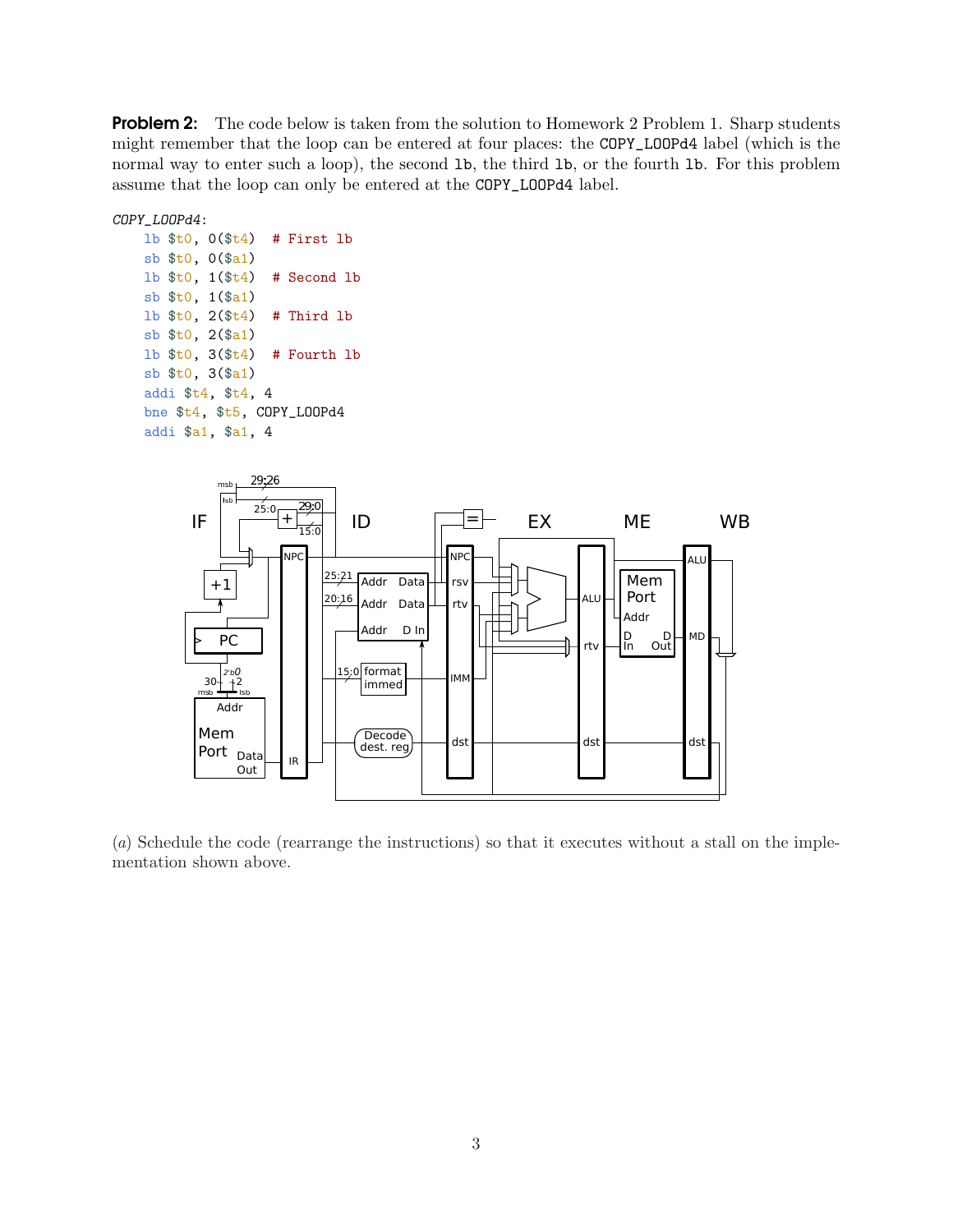**Problem 2:** The code below is taken from the solution to Homework 2 Problem 1. Sharp students might remember that the loop can be entered at four places: the `COPY_LOOPd4` label (which is the normal way to enter such a loop), the second `lb`, the third `lb`, or the fourth `lb`. For this problem assume that the loop can only be entered at the `COPY_LOOPd4` label.

```
COPY_LOOPd4:
    lb $t0, 0($t4)  # First lb
    sb $t0, 0($a1)
    lb $t0, 1($t4)  # Second lb
    sb $t0, 1($a1)
    lb $t0, 2($t4)  # Third lb
    sb $t0, 2($a1)
    lb $t0, 3($t4)  # Fourth lb
    sb $t0, 3($a1)
    addi $t4, $t4, 4
    bne $t4, $t5, COPY_LOOPd4
    addi $a1, $a1, 4
```

IF ID EX ME WB

msb lsb 29:26 25:0 29:0 15:0 + = +1 PC NPC IR 25:21 20:16 Addr Data Addr Data Addr D In 15:0 format immed Decode dest. reg NPC rsv rtv IMM dst ALU rtv dst Mem Port Addr D In D Out ALU MD dst 2'b0 30 2 msb lsb Addr Mem Port Data Out

(*a*) Schedule the code (rearrange the instructions) so that it executes without a stall on the implementation shown above.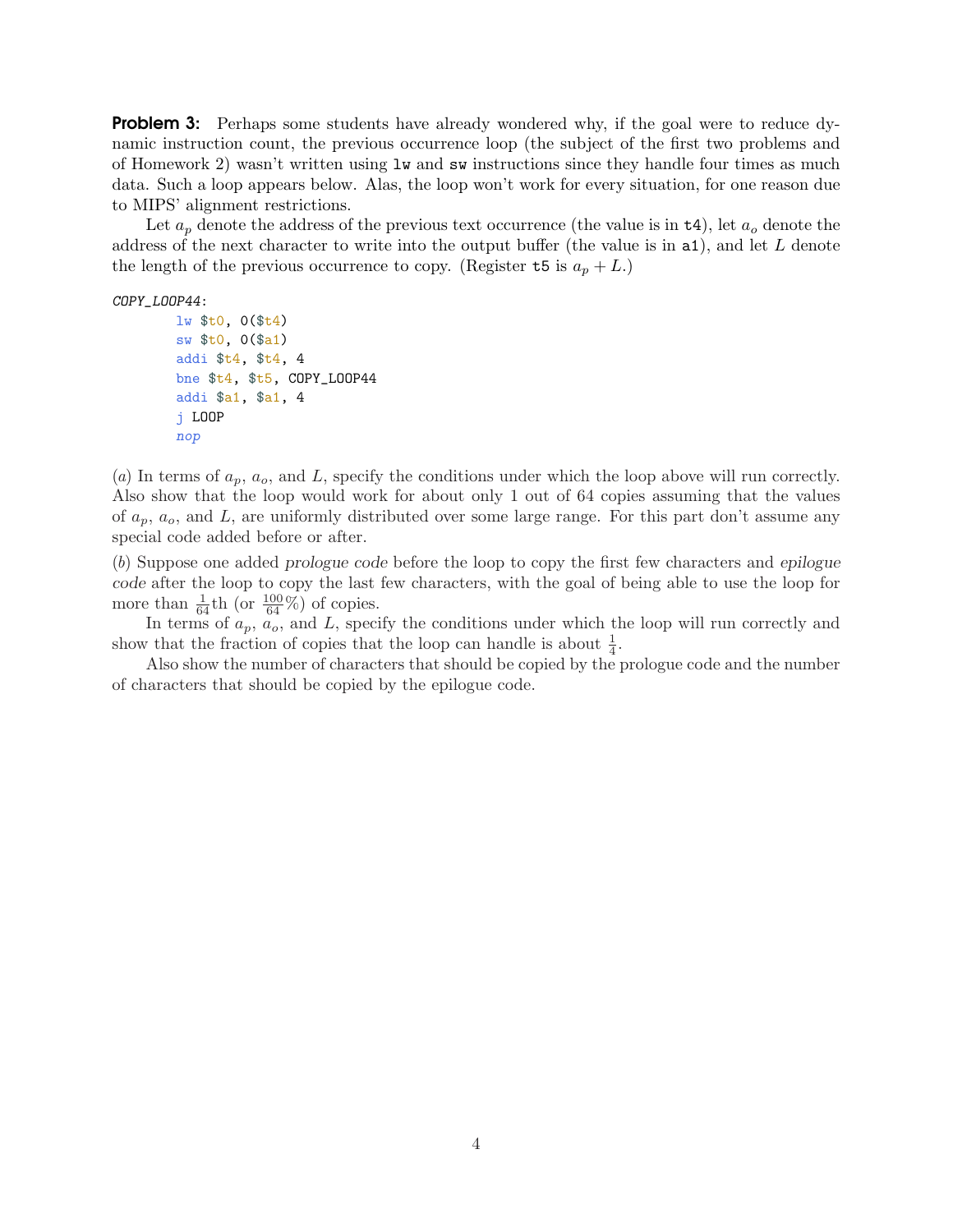**Problem 3:** Perhaps some students have already wondered why, if the goal were to reduce dynamic instruction count, the previous occurrence loop (the subject of the first two problems and of Homework 2) wasn't written using `lw` and `sw` instructions since they handle four times as much data. Such a loop appears below. Alas, the loop won't work for every situation, for one reason due to MIPS' alignment restrictions.

Let $a_p$ denote the address of the previous text occurrence (the value is in `t4`), let $a_o$ denote the address of the next character to write into the output buffer (the value is in `a1`), and let $L$ denote the length of the previous occurrence to copy. (Register `t5` is $a_p + L$.)

```
COPY_LOOP44:
        lw $t0, 0($t4)
        sw $t0, 0($a1)
        addi $t4, $t4, 4
        bne $t4, $t5, COPY_LOOP44
        addi $a1, $a1, 4
        j LOOP
        nop
```

(*a*) In terms of $a_p$, $a_o$, and $L$, specify the conditions under which the loop above will run correctly. Also show that the loop would work for about only 1 out of 64 copies assuming that the values of $a_p$, $a_o$, and $L$, are uniformly distributed over some large range. For this part don't assume any special code added before or after.

(*b*) Suppose one added *prologue code* before the loop to copy the first few characters and *epilogue code* after the loop to copy the last few characters, with the goal of being able to use the loop for more than $\frac{1}{64}$th (or $\frac{100}{64}\%$) of copies.

In terms of $a_p$, $a_o$, and $L$, specify the conditions under which the loop will run correctly and show that the fraction of copies that the loop can handle is about $\frac{1}{4}$.

Also show the number of characters that should be copied by the prologue code and the number of characters that should be copied by the epilogue code.